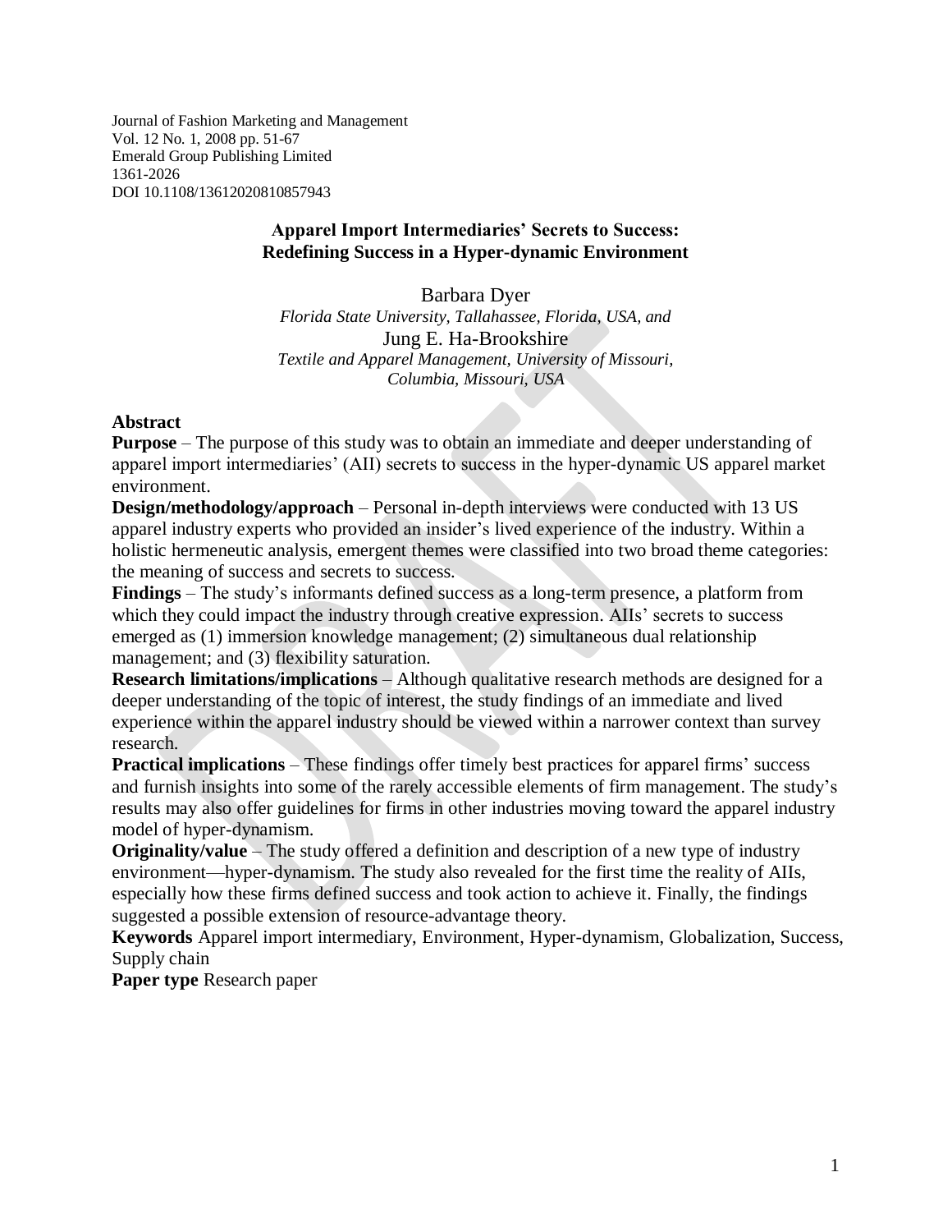Journal of Fashion Marketing and Management
Vol. 12 No. 1, 2008 pp. 51-67
Emerald Group Publishing Limited
1361-2026
DOI 10.1108/13612020810857943

# Apparel Import Intermediaries' Secrets to Success: Redefining Success in a Hyper-dynamic Environment

Barbara Dyer
*Florida State University, Tallahassee, Florida, USA, and*
Jung E. Ha-Brookshire
*Textile and Apparel Management, University of Missouri, Columbia, Missouri, USA*

## Abstract

**Purpose** – The purpose of this study was to obtain an immediate and deeper understanding of apparel import intermediaries' (AII) secrets to success in the hyper-dynamic US apparel market environment.

**Design/methodology/approach** – Personal in-depth interviews were conducted with 13 US apparel industry experts who provided an insider's lived experience of the industry. Within a holistic hermeneutic analysis, emergent themes were classified into two broad theme categories: the meaning of success and secrets to success.

**Findings** – The study's informants defined success as a long-term presence, a platform from which they could impact the industry through creative expression. AIIs' secrets to success emerged as (1) immersion knowledge management; (2) simultaneous dual relationship management; and (3) flexibility saturation.

**Research limitations/implications** – Although qualitative research methods are designed for a deeper understanding of the topic of interest, the study findings of an immediate and lived experience within the apparel industry should be viewed within a narrower context than survey research.

**Practical implications** – These findings offer timely best practices for apparel firms' success and furnish insights into some of the rarely accessible elements of firm management. The study's results may also offer guidelines for firms in other industries moving toward the apparel industry model of hyper-dynamism.

**Originality/value** – The study offered a definition and description of a new type of industry environment—hyper-dynamism. The study also revealed for the first time the reality of AIIs, especially how these firms defined success and took action to achieve it. Finally, the findings suggested a possible extension of resource-advantage theory.

**Keywords** Apparel import intermediary, Environment, Hyper-dynamism, Globalization, Success, Supply chain

**Paper type** Research paper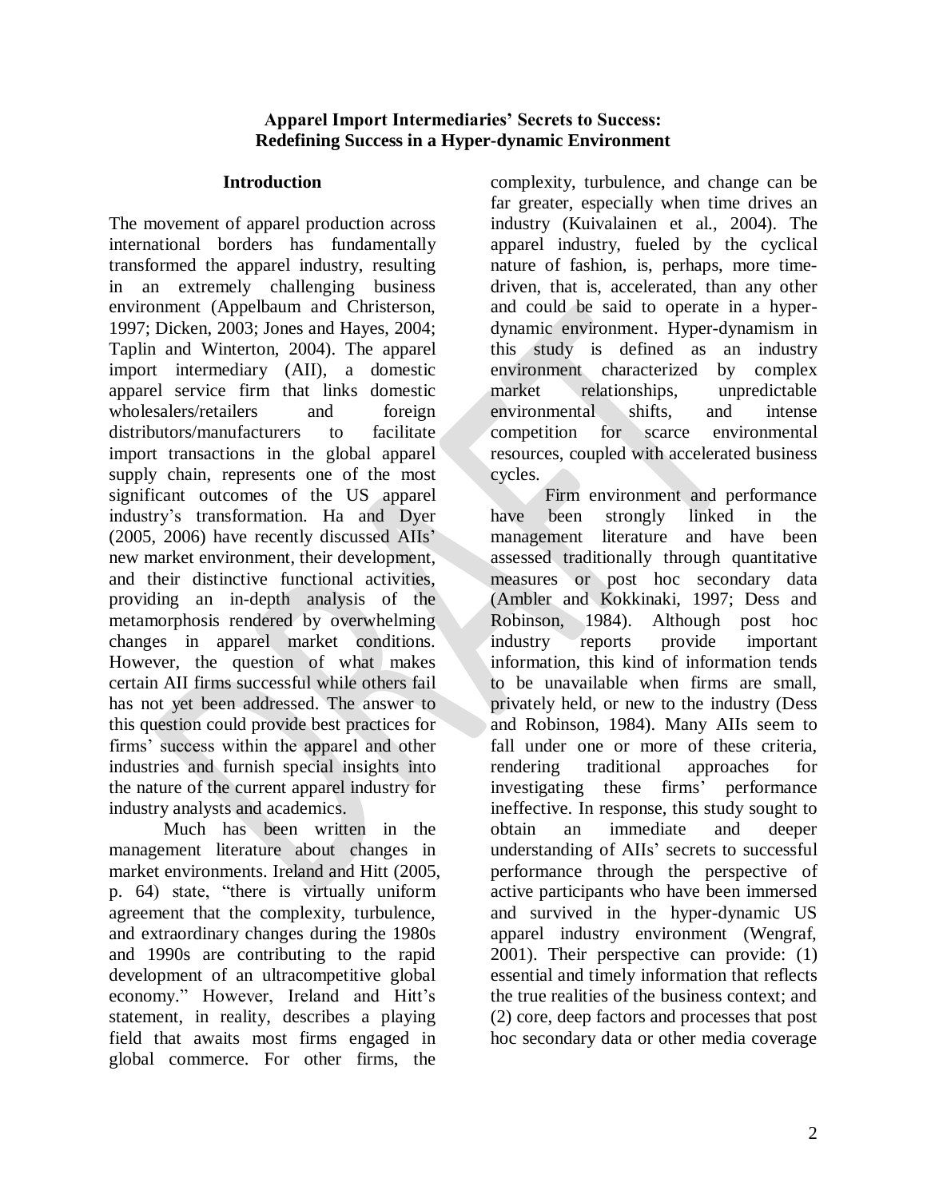**Apparel Import Intermediaries' Secrets to Success: Redefining Success in a Hyper-dynamic Environment**

## Introduction

The movement of apparel production across international borders has fundamentally transformed the apparel industry, resulting in an extremely challenging business environment (Appelbaum and Christerson, 1997; Dicken, 2003; Jones and Hayes, 2004; Taplin and Winterton, 2004). The apparel import intermediary (AII), a domestic apparel service firm that links domestic wholesalers/retailers and foreign distributors/manufacturers to facilitate import transactions in the global apparel supply chain, represents one of the most significant outcomes of the US apparel industry's transformation. Ha and Dyer (2005, 2006) have recently discussed AIIs' new market environment, their development, and their distinctive functional activities, providing an in-depth analysis of the metamorphosis rendered by overwhelming changes in apparel market conditions. However, the question of what makes certain AII firms successful while others fail has not yet been addressed. The answer to this question could provide best practices for firms' success within the apparel and other industries and furnish special insights into the nature of the current apparel industry for industry analysts and academics.

Much has been written in the management literature about changes in market environments. Ireland and Hitt (2005, p. 64) state, "there is virtually uniform agreement that the complexity, turbulence, and extraordinary changes during the 1980s and 1990s are contributing to the rapid development of an ultracompetitive global economy." However, Ireland and Hitt's statement, in reality, describes a playing field that awaits most firms engaged in global commerce. For other firms, the complexity, turbulence, and change can be far greater, especially when time drives an industry (Kuivalainen et al., 2004). The apparel industry, fueled by the cyclical nature of fashion, is, perhaps, more time-driven, that is, accelerated, than any other and could be said to operate in a hyper-dynamic environment. Hyper-dynamism in this study is defined as an industry environment characterized by complex market relationships, unpredictable environmental shifts, and intense competition for scarce environmental resources, coupled with accelerated business cycles.

Firm environment and performance have been strongly linked in the management literature and have been assessed traditionally through quantitative measures or post hoc secondary data (Ambler and Kokkinaki, 1997; Dess and Robinson, 1984). Although post hoc industry reports provide important information, this kind of information tends to be unavailable when firms are small, privately held, or new to the industry (Dess and Robinson, 1984). Many AIIs seem to fall under one or more of these criteria, rendering traditional approaches for investigating these firms' performance ineffective. In response, this study sought to obtain an immediate and deeper understanding of AIIs' secrets to successful performance through the perspective of active participants who have been immersed and survived in the hyper-dynamic US apparel industry environment (Wengraf, 2001). Their perspective can provide: (1) essential and timely information that reflects the true realities of the business context; and (2) core, deep factors and processes that post hoc secondary data or other media coverage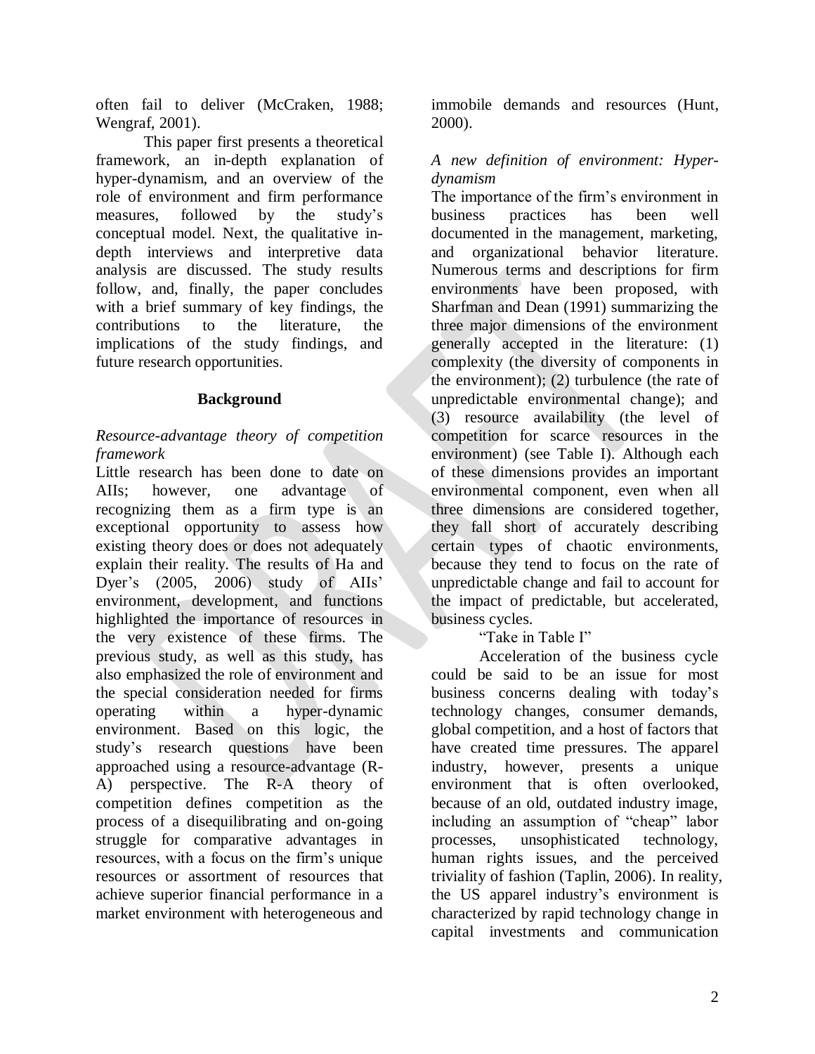often fail to deliver (McCraken, 1988; Wengraf, 2001).

This paper first presents a theoretical framework, an in-depth explanation of hyper-dynamism, and an overview of the role of environment and firm performance measures, followed by the study's conceptual model. Next, the qualitative in-depth interviews and interpretive data analysis are discussed. The study results follow, and, finally, the paper concludes with a brief summary of key findings, the contributions to the literature, the implications of the study findings, and future research opportunities.

## Background

### *Resource-advantage theory of competition framework*

Little research has been done to date on AIIs; however, one advantage of recognizing them as a firm type is an exceptional opportunity to assess how existing theory does or does not adequately explain their reality. The results of Ha and Dyer's (2005, 2006) study of AIIs' environment, development, and functions highlighted the importance of resources in the very existence of these firms. The previous study, as well as this study, has also emphasized the role of environment and the special consideration needed for firms operating within a hyper-dynamic environment. Based on this logic, the study's research questions have been approached using a resource-advantage (R-A) perspective. The R-A theory of competition defines competition as the process of a disequilibrating and on-going struggle for comparative advantages in resources, with a focus on the firm's unique resources or assortment of resources that achieve superior financial performance in a market environment with heterogeneous and immobile demands and resources (Hunt, 2000).

### *A new definition of environment: Hyper-dynamism*

The importance of the firm's environment in business practices has been well documented in the management, marketing, and organizational behavior literature. Numerous terms and descriptions for firm environments have been proposed, with Sharfman and Dean (1991) summarizing the three major dimensions of the environment generally accepted in the literature: (1) complexity (the diversity of components in the environment); (2) turbulence (the rate of unpredictable environmental change); and (3) resource availability (the level of competition for scarce resources in the environment) (see Table I). Although each of these dimensions provides an important environmental component, even when all three dimensions are considered together, they fall short of accurately describing certain types of chaotic environments, because they tend to focus on the rate of unpredictable change and fail to account for the impact of predictable, but accelerated, business cycles.

"Take in Table I"

Acceleration of the business cycle could be said to be an issue for most business concerns dealing with today's technology changes, consumer demands, global competition, and a host of factors that have created time pressures. The apparel industry, however, presents a unique environment that is often overlooked, because of an old, outdated industry image, including an assumption of "cheap" labor processes, unsophisticated technology, human rights issues, and the perceived triviality of fashion (Taplin, 2006). In reality, the US apparel industry's environment is characterized by rapid technology change in capital investments and communication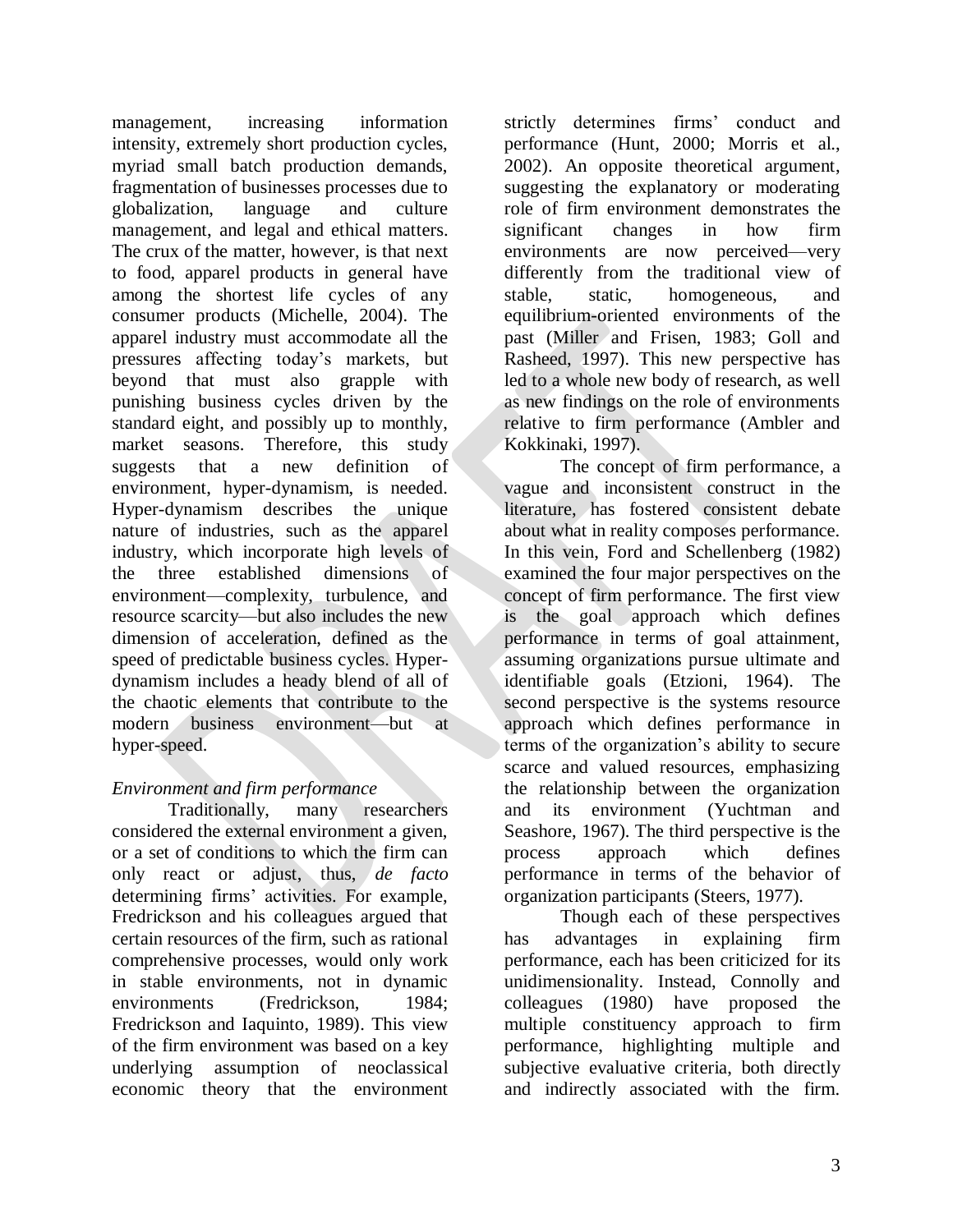management, increasing information intensity, extremely short production cycles, myriad small batch production demands, fragmentation of businesses processes due to globalization, language and culture management, and legal and ethical matters. The crux of the matter, however, is that next to food, apparel products in general have among the shortest life cycles of any consumer products (Michelle, 2004). The apparel industry must accommodate all the pressures affecting today's markets, but beyond that must also grapple with punishing business cycles driven by the standard eight, and possibly up to monthly, market seasons. Therefore, this study suggests that a new definition of environment, hyper-dynamism, is needed. Hyper-dynamism describes the unique nature of industries, such as the apparel industry, which incorporate high levels of the three established dimensions of environment—complexity, turbulence, and resource scarcity—but also includes the new dimension of acceleration, defined as the speed of predictable business cycles. Hyper-dynamism includes a heady blend of all of the chaotic elements that contribute to the modern business environment—but at hyper-speed.

*Environment and firm performance*

Traditionally, many researchers considered the external environment a given, or a set of conditions to which the firm can only react or adjust, thus, *de facto* determining firms' activities. For example, Fredrickson and his colleagues argued that certain resources of the firm, such as rational comprehensive processes, would only work in stable environments, not in dynamic environments (Fredrickson, 1984; Fredrickson and Iaquinto, 1989). This view of the firm environment was based on a key underlying assumption of neoclassical economic theory that the environment strictly determines firms' conduct and performance (Hunt, 2000; Morris et al., 2002). An opposite theoretical argument, suggesting the explanatory or moderating role of firm environment demonstrates the significant changes in how firm environments are now perceived—very differently from the traditional view of stable, static, homogeneous, and equilibrium-oriented environments of the past (Miller and Frisen, 1983; Goll and Rasheed, 1997). This new perspective has led to a whole new body of research, as well as new findings on the role of environments relative to firm performance (Ambler and Kokkinaki, 1997).

The concept of firm performance, a vague and inconsistent construct in the literature, has fostered consistent debate about what in reality composes performance. In this vein, Ford and Schellenberg (1982) examined the four major perspectives on the concept of firm performance. The first view is the goal approach which defines performance in terms of goal attainment, assuming organizations pursue ultimate and identifiable goals (Etzioni, 1964). The second perspective is the systems resource approach which defines performance in terms of the organization's ability to secure scarce and valued resources, emphasizing the relationship between the organization and its environment (Yuchtman and Seashore, 1967). The third perspective is the process approach which defines performance in terms of the behavior of organization participants (Steers, 1977).

Though each of these perspectives has advantages in explaining firm performance, each has been criticized for its unidimensionality. Instead, Connolly and colleagues (1980) have proposed the multiple constituency approach to firm performance, highlighting multiple and subjective evaluative criteria, both directly and indirectly associated with the firm.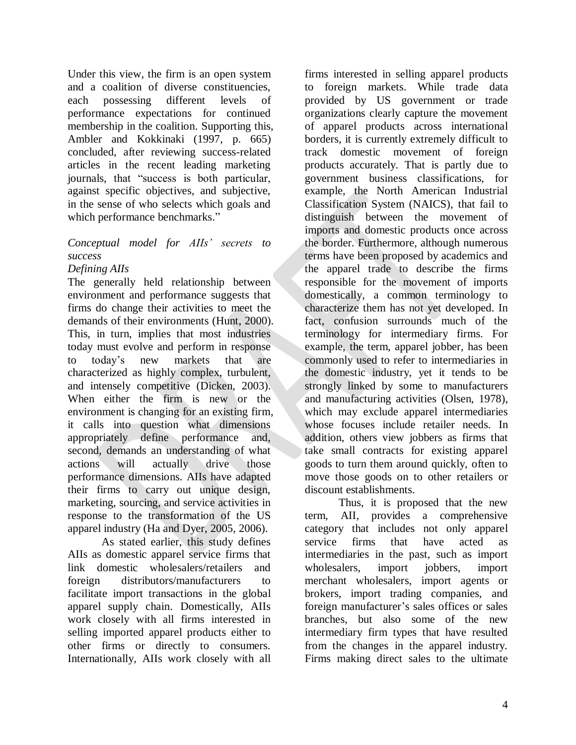Under this view, the firm is an open system and a coalition of diverse constituencies, each possessing different levels of performance expectations for continued membership in the coalition. Supporting this, Ambler and Kokkinaki (1997, p. 665) concluded, after reviewing success-related articles in the recent leading marketing journals, that "success is both particular, against specific objectives, and subjective, in the sense of who selects which goals and which performance benchmarks."

### *Conceptual model for AIIs' secrets to success*

#### *Defining AIIs*

The generally held relationship between environment and performance suggests that firms do change their activities to meet the demands of their environments (Hunt, 2000). This, in turn, implies that most industries today must evolve and perform in response to today's new markets that are characterized as highly complex, turbulent, and intensely competitive (Dicken, 2003). When either the firm is new or the environment is changing for an existing firm, it calls into question what dimensions appropriately define performance and, second, demands an understanding of what actions will actually drive those performance dimensions. AIIs have adapted their firms to carry out unique design, marketing, sourcing, and service activities in response to the transformation of the US apparel industry (Ha and Dyer, 2005, 2006).

As stated earlier, this study defines AIIs as domestic apparel service firms that link domestic wholesalers/retailers and foreign distributors/manufacturers to facilitate import transactions in the global apparel supply chain. Domestically, AIIs work closely with all firms interested in selling imported apparel products either to other firms or directly to consumers. Internationally, AIIs work closely with all firms interested in selling apparel products to foreign markets. While trade data provided by US government or trade organizations clearly capture the movement of apparel products across international borders, it is currently extremely difficult to track domestic movement of foreign products accurately. That is partly due to government business classifications, for example, the North American Industrial Classification System (NAICS), that fail to distinguish between the movement of imports and domestic products once across the border. Furthermore, although numerous terms have been proposed by academics and the apparel trade to describe the firms responsible for the movement of imports domestically, a common terminology to characterize them has not yet developed. In fact, confusion surrounds much of the terminology for intermediary firms. For example, the term, apparel jobber, has been commonly used to refer to intermediaries in the domestic industry, yet it tends to be strongly linked by some to manufacturers and manufacturing activities (Olsen, 1978), which may exclude apparel intermediaries whose focuses include retailer needs. In addition, others view jobbers as firms that take small contracts for existing apparel goods to turn them around quickly, often to move those goods on to other retailers or discount establishments.

Thus, it is proposed that the new term, AII, provides a comprehensive category that includes not only apparel service firms that have acted as intermediaries in the past, such as import wholesalers, import jobbers, import merchant wholesalers, import agents or brokers, import trading companies, and foreign manufacturer's sales offices or sales branches, but also some of the new intermediary firm types that have resulted from the changes in the apparel industry. Firms making direct sales to the ultimate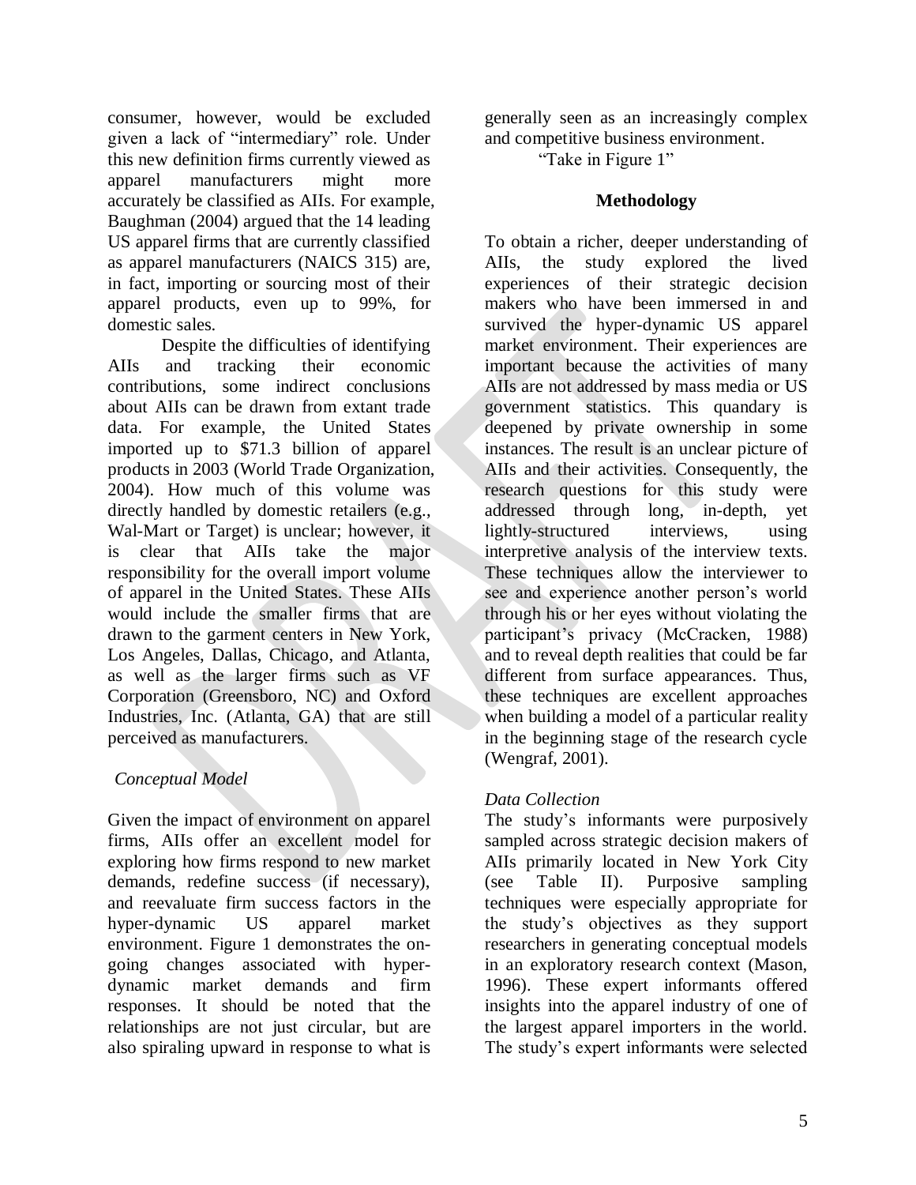consumer, however, would be excluded given a lack of "intermediary" role. Under this new definition firms currently viewed as apparel manufacturers might more accurately be classified as AIIs. For example, Baughman (2004) argued that the 14 leading US apparel firms that are currently classified as apparel manufacturers (NAICS 315) are, in fact, importing or sourcing most of their apparel products, even up to 99%, for domestic sales.

Despite the difficulties of identifying AIIs and tracking their economic contributions, some indirect conclusions about AIIs can be drawn from extant trade data. For example, the United States imported up to $71.3 billion of apparel products in 2003 (World Trade Organization, 2004). How much of this volume was directly handled by domestic retailers (e.g., Wal-Mart or Target) is unclear; however, it is clear that AIIs take the major responsibility for the overall import volume of apparel in the United States. These AIIs would include the smaller firms that are drawn to the garment centers in New York, Los Angeles, Dallas, Chicago, and Atlanta, as well as the larger firms such as VF Corporation (Greensboro, NC) and Oxford Industries, Inc. (Atlanta, GA) that are still perceived as manufacturers.

### *Conceptual Model*

Given the impact of environment on apparel firms, AIIs offer an excellent model for exploring how firms respond to new market demands, redefine success (if necessary), and reevaluate firm success factors in the hyper-dynamic US apparel market environment. Figure 1 demonstrates the on-going changes associated with hyper-dynamic market demands and firm responses. It should be noted that the relationships are not just circular, but are also spiraling upward in response to what is generally seen as an increasingly complex and competitive business environment.

"Take in Figure 1"

## **Methodology**

To obtain a richer, deeper understanding of AIIs, the study explored the lived experiences of their strategic decision makers who have been immersed in and survived the hyper-dynamic US apparel market environment. Their experiences are important because the activities of many AIIs are not addressed by mass media or US government statistics. This quandary is deepened by private ownership in some instances. The result is an unclear picture of AIIs and their activities. Consequently, the research questions for this study were addressed through long, in-depth, yet lightly-structured interviews, using interpretive analysis of the interview texts. These techniques allow the interviewer to see and experience another person's world through his or her eyes without violating the participant's privacy (McCracken, 1988) and to reveal depth realities that could be far different from surface appearances. Thus, these techniques are excellent approaches when building a model of a particular reality in the beginning stage of the research cycle (Wengraf, 2001).

### *Data Collection*

The study's informants were purposively sampled across strategic decision makers of AIIs primarily located in New York City (see Table II). Purposive sampling techniques were especially appropriate for the study's objectives as they support researchers in generating conceptual models in an exploratory research context (Mason, 1996). These expert informants offered insights into the apparel industry of one of the largest apparel importers in the world. The study's expert informants were selected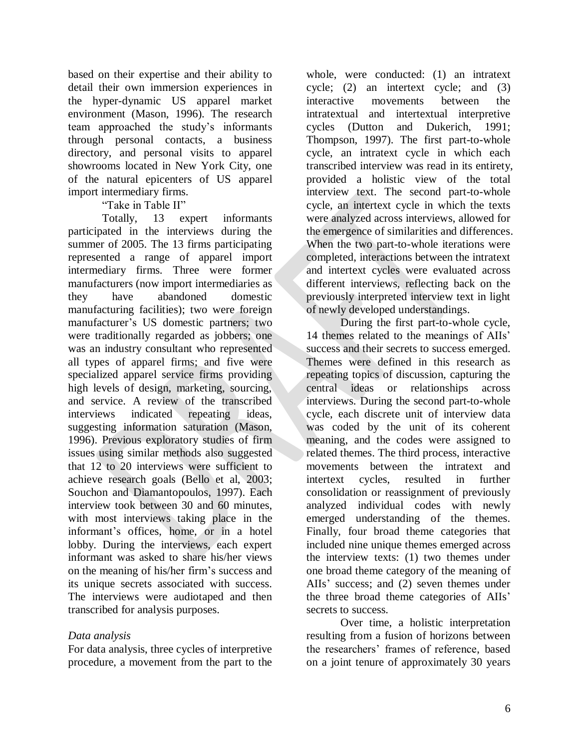based on their expertise and their ability to detail their own immersion experiences in the hyper-dynamic US apparel market environment (Mason, 1996). The research team approached the study's informants through personal contacts, a business directory, and personal visits to apparel showrooms located in New York City, one of the natural epicenters of US apparel import intermediary firms.

"Take in Table II"

Totally, 13 expert informants participated in the interviews during the summer of 2005. The 13 firms participating represented a range of apparel import intermediary firms. Three were former manufacturers (now import intermediaries as they have abandoned domestic manufacturing facilities); two were foreign manufacturer's US domestic partners; two were traditionally regarded as jobbers; one was an industry consultant who represented all types of apparel firms; and five were specialized apparel service firms providing high levels of design, marketing, sourcing, and service. A review of the transcribed interviews indicated repeating ideas, suggesting information saturation (Mason, 1996). Previous exploratory studies of firm issues using similar methods also suggested that 12 to 20 interviews were sufficient to achieve research goals (Bello et al, 2003; Souchon and Diamantopoulos, 1997). Each interview took between 30 and 60 minutes, with most interviews taking place in the informant's offices, home, or in a hotel lobby. During the interviews, each expert informant was asked to share his/her views on the meaning of his/her firm's success and its unique secrets associated with success. The interviews were audiotaped and then transcribed for analysis purposes.

*Data analysis*

For data analysis, three cycles of interpretive procedure, a movement from the part to the whole, were conducted: (1) an intratext cycle; (2) an intertext cycle; and (3) interactive movements between the intratextual and intertextual interpretive cycles (Dutton and Dukerich, 1991; Thompson, 1997). The first part-to-whole cycle, an intratext cycle in which each transcribed interview was read in its entirety, provided a holistic view of the total interview text. The second part-to-whole cycle, an intertext cycle in which the texts were analyzed across interviews, allowed for the emergence of similarities and differences. When the two part-to-whole iterations were completed, interactions between the intratext and intertext cycles were evaluated across different interviews, reflecting back on the previously interpreted interview text in light of newly developed understandings.

During the first part-to-whole cycle, 14 themes related to the meanings of AIIs' success and their secrets to success emerged. Themes were defined in this research as repeating topics of discussion, capturing the central ideas or relationships across interviews. During the second part-to-whole cycle, each discrete unit of interview data was coded by the unit of its coherent meaning, and the codes were assigned to related themes. The third process, interactive movements between the intratext and intertext cycles, resulted in further consolidation or reassignment of previously analyzed individual codes with newly emerged understanding of the themes. Finally, four broad theme categories that included nine unique themes emerged across the interview texts: (1) two themes under one broad theme category of the meaning of AIIs' success; and (2) seven themes under the three broad theme categories of AIIs' secrets to success.

Over time, a holistic interpretation resulting from a fusion of horizons between the researchers' frames of reference, based on a joint tenure of approximately 30 years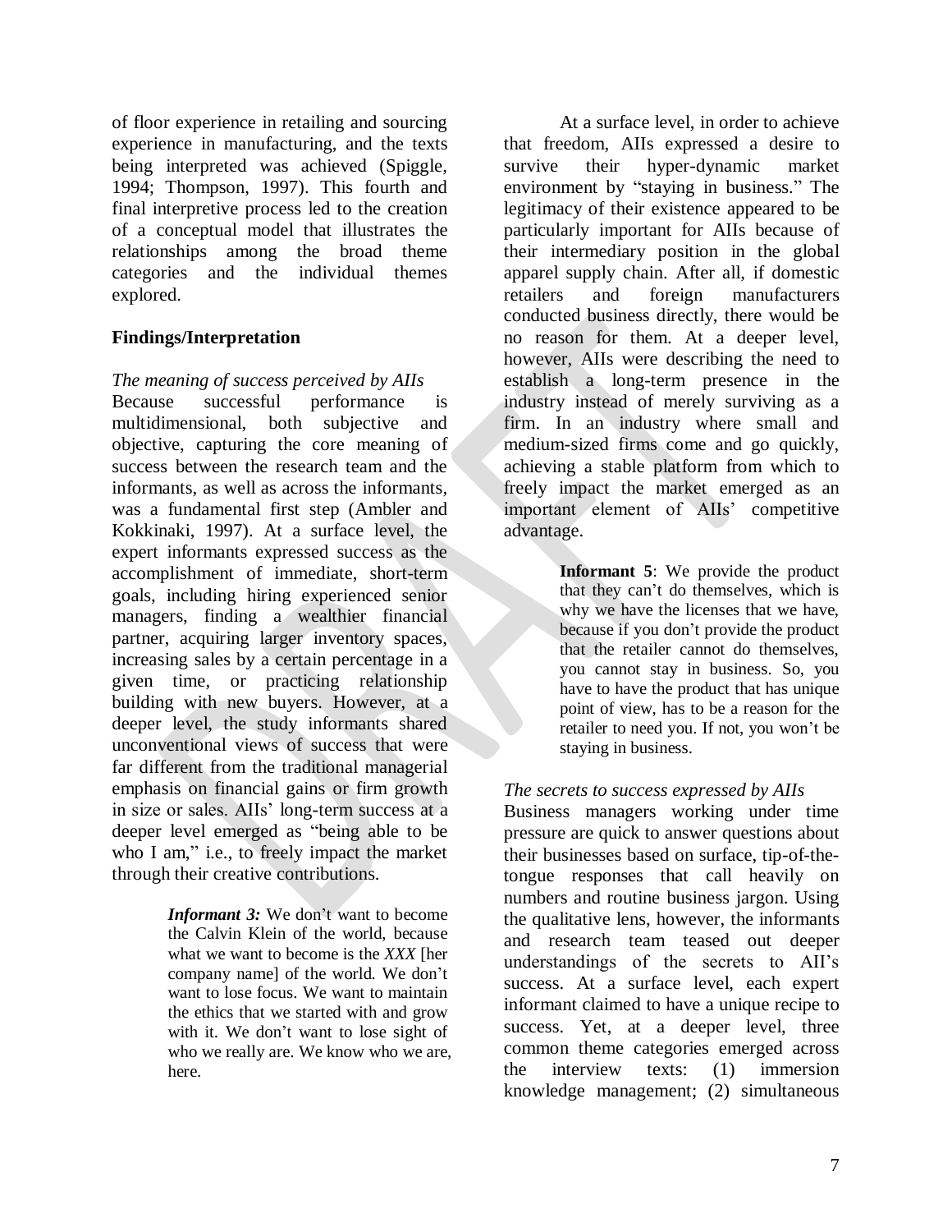of floor experience in retailing and sourcing experience in manufacturing, and the texts being interpreted was achieved (Spiggle, 1994; Thompson, 1997). This fourth and final interpretive process led to the creation of a conceptual model that illustrates the relationships among the broad theme categories and the individual themes explored.

## Findings/Interpretation

*The meaning of success perceived by AIIs*

Because successful performance is multidimensional, both subjective and objective, capturing the core meaning of success between the research team and the informants, as well as across the informants, was a fundamental first step (Ambler and Kokkinaki, 1997). At a surface level, the expert informants expressed success as the accomplishment of immediate, short-term goals, including hiring experienced senior managers, finding a wealthier financial partner, acquiring larger inventory spaces, increasing sales by a certain percentage in a given time, or practicing relationship building with new buyers. However, at a deeper level, the study informants shared unconventional views of success that were far different from the traditional managerial emphasis on financial gains or firm growth in size or sales. AIIs' long-term success at a deeper level emerged as "being able to be who I am," i.e., to freely impact the market through their creative contributions.

> ***Informant 3:*** We don't want to become the Calvin Klein of the world, because what we want to become is the *XXX* [her company name] of the world. We don't want to lose focus. We want to maintain the ethics that we started with and grow with it. We don't want to lose sight of who we really are. We know who we are, here.

At a surface level, in order to achieve that freedom, AIIs expressed a desire to survive their hyper-dynamic market environment by "staying in business." The legitimacy of their existence appeared to be particularly important for AIIs because of their intermediary position in the global apparel supply chain. After all, if domestic retailers and foreign manufacturers conducted business directly, there would be no reason for them. At a deeper level, however, AIIs were describing the need to establish a long-term presence in the industry instead of merely surviving as a firm. In an industry where small and medium-sized firms come and go quickly, achieving a stable platform from which to freely impact the market emerged as an important element of AIIs' competitive advantage.

> **Informant 5**: We provide the product that they can't do themselves, which is why we have the licenses that we have, because if you don't provide the product that the retailer cannot do themselves, you cannot stay in business. So, you have to have the product that has unique point of view, has to be a reason for the retailer to need you. If not, you won't be staying in business.

*The secrets to success expressed by AIIs*

Business managers working under time pressure are quick to answer questions about their businesses based on surface, tip-of-the-tongue responses that call heavily on numbers and routine business jargon. Using the qualitative lens, however, the informants and research team teased out deeper understandings of the secrets to AII's success. At a surface level, each expert informant claimed to have a unique recipe to success. Yet, at a deeper level, three common theme categories emerged across the interview texts: (1) immersion knowledge management; (2) simultaneous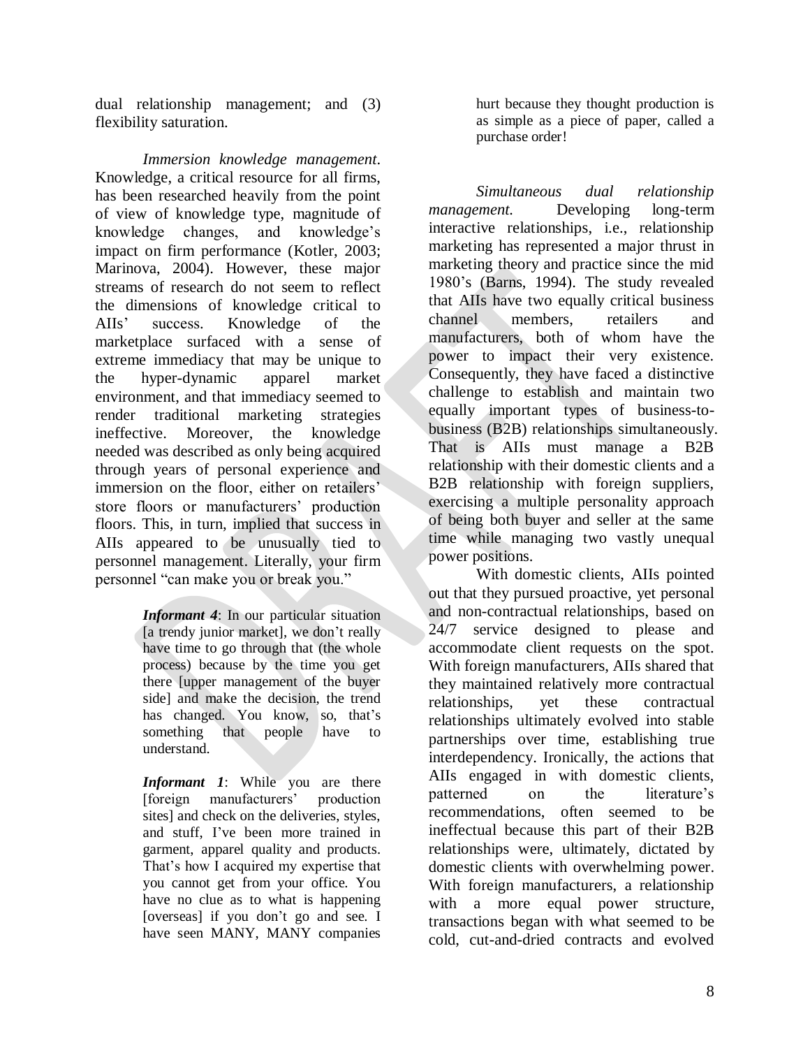dual relationship management; and (3) flexibility saturation.

*Immersion knowledge management.* Knowledge, a critical resource for all firms, has been researched heavily from the point of view of knowledge type, magnitude of knowledge changes, and knowledge's impact on firm performance (Kotler, 2003; Marinova, 2004). However, these major streams of research do not seem to reflect the dimensions of knowledge critical to AIIs' success. Knowledge of the marketplace surfaced with a sense of extreme immediacy that may be unique to the hyper-dynamic apparel market environment, and that immediacy seemed to render traditional marketing strategies ineffective. Moreover, the knowledge needed was described as only being acquired through years of personal experience and immersion on the floor, either on retailers' store floors or manufacturers' production floors. This, in turn, implied that success in AIIs appeared to be unusually tied to personnel management. Literally, your firm personnel "can make you or break you."

> ***Informant 4***: In our particular situation [a trendy junior market], we don't really have time to go through that (the whole process) because by the time you get there [upper management of the buyer side] and make the decision, the trend has changed. You know, so, that's something that people have to understand.
>
> ***Informant 1***: While you are there [foreign manufacturers' production sites] and check on the deliveries, styles, and stuff, I've been more trained in garment, apparel quality and products. That's how I acquired my expertise that you cannot get from your office. You have no clue as to what is happening [overseas] if you don't go and see. I have seen MANY, MANY companies hurt because they thought production is as simple as a piece of paper, called a purchase order!

*Simultaneous dual relationship management.* Developing long-term interactive relationships, i.e., relationship marketing has represented a major thrust in marketing theory and practice since the mid 1980's (Barns, 1994). The study revealed that AIIs have two equally critical business channel members, retailers and manufacturers, both of whom have the power to impact their very existence. Consequently, they have faced a distinctive challenge to establish and maintain two equally important types of business-to-business (B2B) relationships simultaneously. That is AIIs must manage a B2B relationship with their domestic clients and a B2B relationship with foreign suppliers, exercising a multiple personality approach of being both buyer and seller at the same time while managing two vastly unequal power positions.

With domestic clients, AIIs pointed out that they pursued proactive, yet personal and non-contractual relationships, based on 24/7 service designed to please and accommodate client requests on the spot. With foreign manufacturers, AIIs shared that they maintained relatively more contractual relationships, yet these contractual relationships ultimately evolved into stable partnerships over time, establishing true interdependency. Ironically, the actions that AIIs engaged in with domestic clients, patterned on the literature's recommendations, often seemed to be ineffectual because this part of their B2B relationships were, ultimately, dictated by domestic clients with overwhelming power. With foreign manufacturers, a relationship with a more equal power structure, transactions began with what seemed to be cold, cut-and-dried contracts and evolved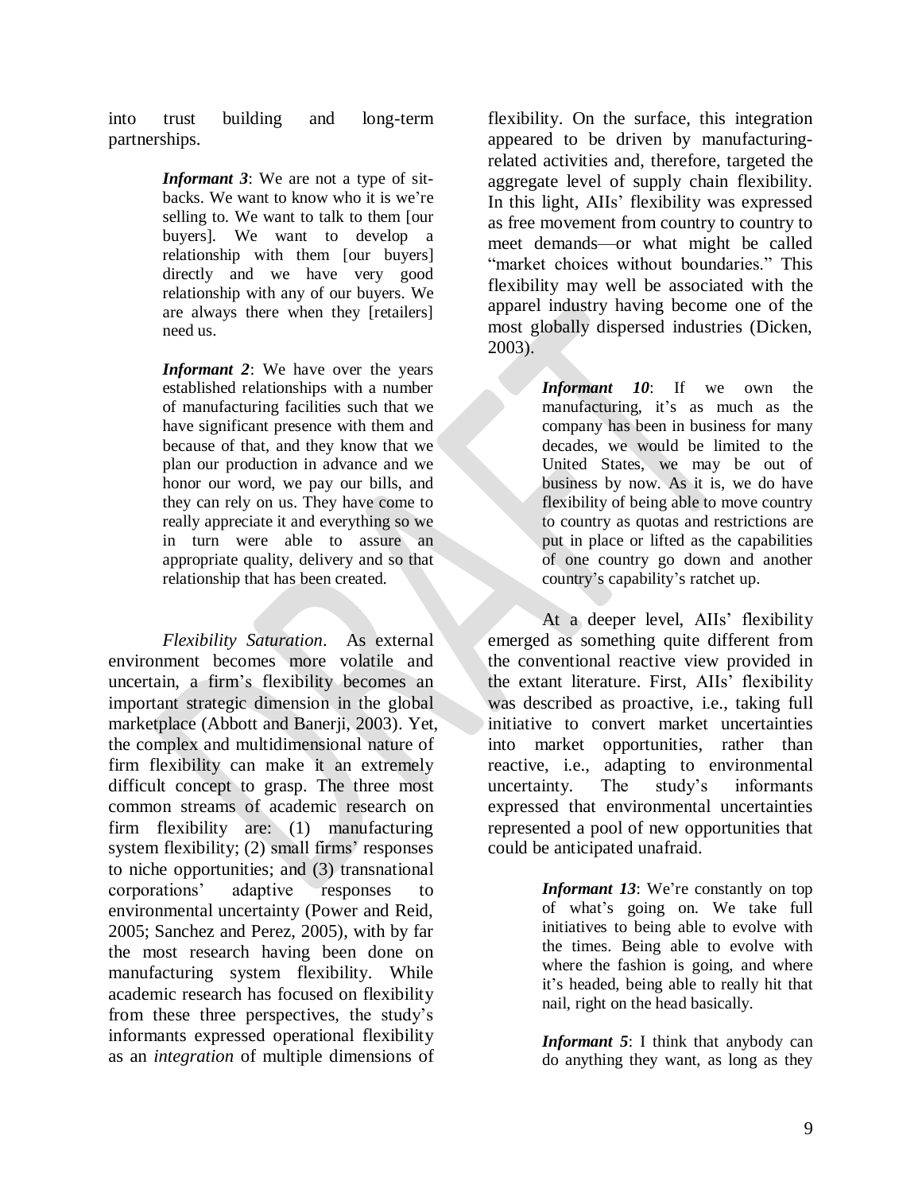into trust building and long-term partnerships.

> ***Informant 3***: We are not a type of sit-backs. We want to know who it is we're selling to. We want to talk to them [our buyers]. We want to develop a relationship with them [our buyers] directly and we have very good relationship with any of our buyers. We are always there when they [retailers] need us.

> ***Informant 2***: We have over the years established relationships with a number of manufacturing facilities such that we have significant presence with them and because of that, and they know that we plan our production in advance and we honor our word, we pay our bills, and they can rely on us. They have come to really appreciate it and everything so we in turn were able to assure an appropriate quality, delivery and so that relationship that has been created.

*Flexibility Saturation*. As external environment becomes more volatile and uncertain, a firm's flexibility becomes an important strategic dimension in the global marketplace (Abbott and Banerji, 2003). Yet, the complex and multidimensional nature of firm flexibility can make it an extremely difficult concept to grasp. The three most common streams of academic research on firm flexibility are: (1) manufacturing system flexibility; (2) small firms' responses to niche opportunities; and (3) transnational corporations' adaptive responses to environmental uncertainty (Power and Reid, 2005; Sanchez and Perez, 2005), with by far the most research having been done on manufacturing system flexibility. While academic research has focused on flexibility from these three perspectives, the study's informants expressed operational flexibility as an *integration* of multiple dimensions of flexibility. On the surface, this integration appeared to be driven by manufacturing-related activities and, therefore, targeted the aggregate level of supply chain flexibility. In this light, AIIs' flexibility was expressed as free movement from country to country to meet demands—or what might be called "market choices without boundaries." This flexibility may well be associated with the apparel industry having become one of the most globally dispersed industries (Dicken, 2003).

> ***Informant 10***: If we own the manufacturing, it's as much as the company has been in business for many decades, we would be limited to the United States, we may be out of business by now. As it is, we do have flexibility of being able to move country to country as quotas and restrictions are put in place or lifted as the capabilities of one country go down and another country's capability's ratchet up.

At a deeper level, AIIs' flexibility emerged as something quite different from the conventional reactive view provided in the extant literature. First, AIIs' flexibility was described as proactive, i.e., taking full initiative to convert market uncertainties into market opportunities, rather than reactive, i.e., adapting to environmental uncertainty. The study's informants expressed that environmental uncertainties represented a pool of new opportunities that could be anticipated unafraid.

> ***Informant 13***: We're constantly on top of what's going on. We take full initiatives to being able to evolve with the times. Being able to evolve with where the fashion is going, and where it's headed, being able to really hit that nail, right on the head basically.

> ***Informant 5***: I think that anybody can do anything they want, as long as they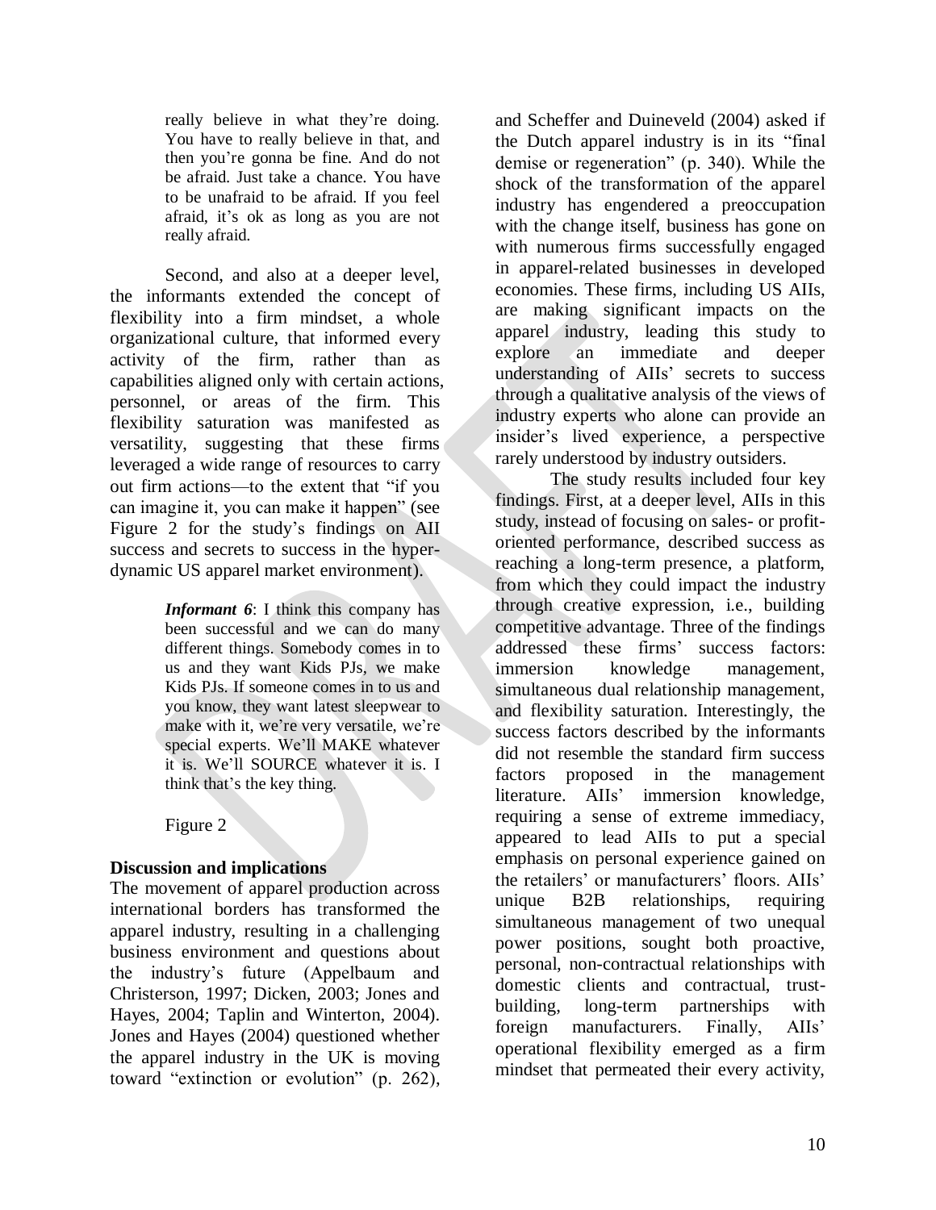> really believe in what they're doing. You have to really believe in that, and then you're gonna be fine. And do not be afraid. Just take a chance. You have to be unafraid to be afraid. If you feel afraid, it's ok as long as you are not really afraid.

Second, and also at a deeper level, the informants extended the concept of flexibility into a firm mindset, a whole organizational culture, that informed every activity of the firm, rather than as capabilities aligned only with certain actions, personnel, or areas of the firm. This flexibility saturation was manifested as versatility, suggesting that these firms leveraged a wide range of resources to carry out firm actions—to the extent that "if you can imagine it, you can make it happen" (see Figure 2 for the study's findings on AII success and secrets to success in the hyper-dynamic US apparel market environment).

> ***Informant 6***: I think this company has been successful and we can do many different things. Somebody comes in to us and they want Kids PJs, we make Kids PJs. If someone comes in to us and you know, they want latest sleepwear to make with it, we're very versatile, we're special experts. We'll MAKE whatever it is. We'll SOURCE whatever it is. I think that's the key thing.

Figure 2

## Discussion and implications

The movement of apparel production across international borders has transformed the apparel industry, resulting in a challenging business environment and questions about the industry's future (Appelbaum and Christerson, 1997; Dicken, 2003; Jones and Hayes, 2004; Taplin and Winterton, 2004). Jones and Hayes (2004) questioned whether the apparel industry in the UK is moving toward "extinction or evolution" (p. 262), and Scheffer and Duineveld (2004) asked if the Dutch apparel industry is in its "final demise or regeneration" (p. 340). While the shock of the transformation of the apparel industry has engendered a preoccupation with the change itself, business has gone on with numerous firms successfully engaged in apparel-related businesses in developed economies. These firms, including US AIIs, are making significant impacts on the apparel industry, leading this study to explore an immediate and deeper understanding of AIIs' secrets to success through a qualitative analysis of the views of industry experts who alone can provide an insider's lived experience, a perspective rarely understood by industry outsiders.

The study results included four key findings. First, at a deeper level, AIIs in this study, instead of focusing on sales- or profit-oriented performance, described success as reaching a long-term presence, a platform, from which they could impact the industry through creative expression, i.e., building competitive advantage. Three of the findings addressed these firms' success factors: immersion knowledge management, simultaneous dual relationship management, and flexibility saturation. Interestingly, the success factors described by the informants did not resemble the standard firm success factors proposed in the management literature. AIIs' immersion knowledge, requiring a sense of extreme immediacy, appeared to lead AIIs to put a special emphasis on personal experience gained on the retailers' or manufacturers' floors. AIIs' unique B2B relationships, requiring simultaneous management of two unequal power positions, sought both proactive, personal, non-contractual relationships with domestic clients and contractual, trust-building, long-term partnerships with foreign manufacturers. Finally, AIIs' operational flexibility emerged as a firm mindset that permeated their every activity,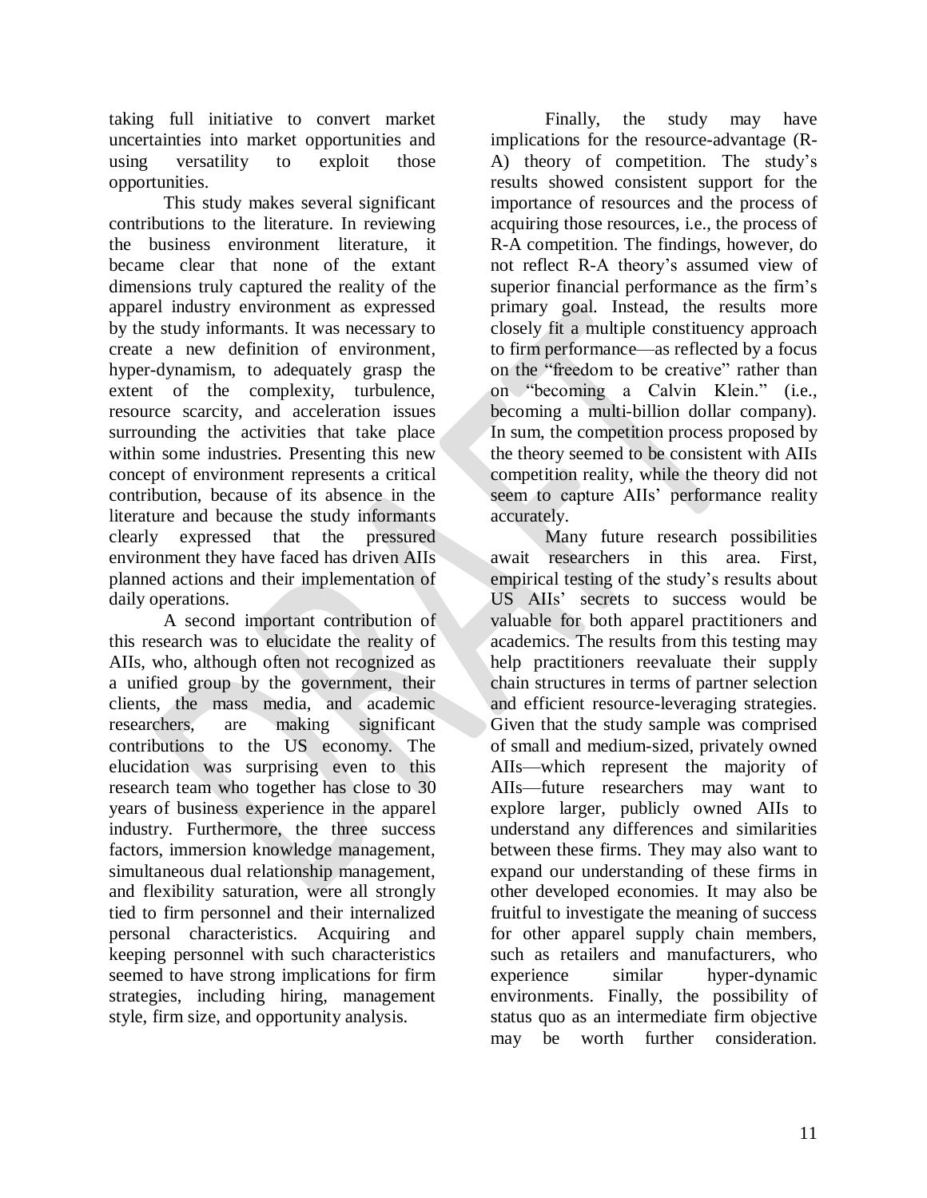taking full initiative to convert market uncertainties into market opportunities and using versatility to exploit those opportunities.

This study makes several significant contributions to the literature. In reviewing the business environment literature, it became clear that none of the extant dimensions truly captured the reality of the apparel industry environment as expressed by the study informants. It was necessary to create a new definition of environment, hyper-dynamism, to adequately grasp the extent of the complexity, turbulence, resource scarcity, and acceleration issues surrounding the activities that take place within some industries. Presenting this new concept of environment represents a critical contribution, because of its absence in the literature and because the study informants clearly expressed that the pressured environment they have faced has driven AIIs planned actions and their implementation of daily operations.

A second important contribution of this research was to elucidate the reality of AIIs, who, although often not recognized as a unified group by the government, their clients, the mass media, and academic researchers, are making significant contributions to the US economy. The elucidation was surprising even to this research team who together has close to 30 years of business experience in the apparel industry. Furthermore, the three success factors, immersion knowledge management, simultaneous dual relationship management, and flexibility saturation, were all strongly tied to firm personnel and their internalized personal characteristics. Acquiring and keeping personnel with such characteristics seemed to have strong implications for firm strategies, including hiring, management style, firm size, and opportunity analysis.

Finally, the study may have implications for the resource-advantage (R-A) theory of competition. The study's results showed consistent support for the importance of resources and the process of acquiring those resources, i.e., the process of R-A competition. The findings, however, do not reflect R-A theory's assumed view of superior financial performance as the firm's primary goal. Instead, the results more closely fit a multiple constituency approach to firm performance—as reflected by a focus on the "freedom to be creative" rather than on "becoming a Calvin Klein." (i.e., becoming a multi-billion dollar company). In sum, the competition process proposed by the theory seemed to be consistent with AIIs competition reality, while the theory did not seem to capture AIIs' performance reality accurately.

Many future research possibilities await researchers in this area. First, empirical testing of the study's results about US AIIs' secrets to success would be valuable for both apparel practitioners and academics. The results from this testing may help practitioners reevaluate their supply chain structures in terms of partner selection and efficient resource-leveraging strategies. Given that the study sample was comprised of small and medium-sized, privately owned AIIs—which represent the majority of AIIs—future researchers may want to explore larger, publicly owned AIIs to understand any differences and similarities between these firms. They may also want to expand our understanding of these firms in other developed economies. It may also be fruitful to investigate the meaning of success for other apparel supply chain members, such as retailers and manufacturers, who experience similar hyper-dynamic environments. Finally, the possibility of status quo as an intermediate firm objective may be worth further consideration.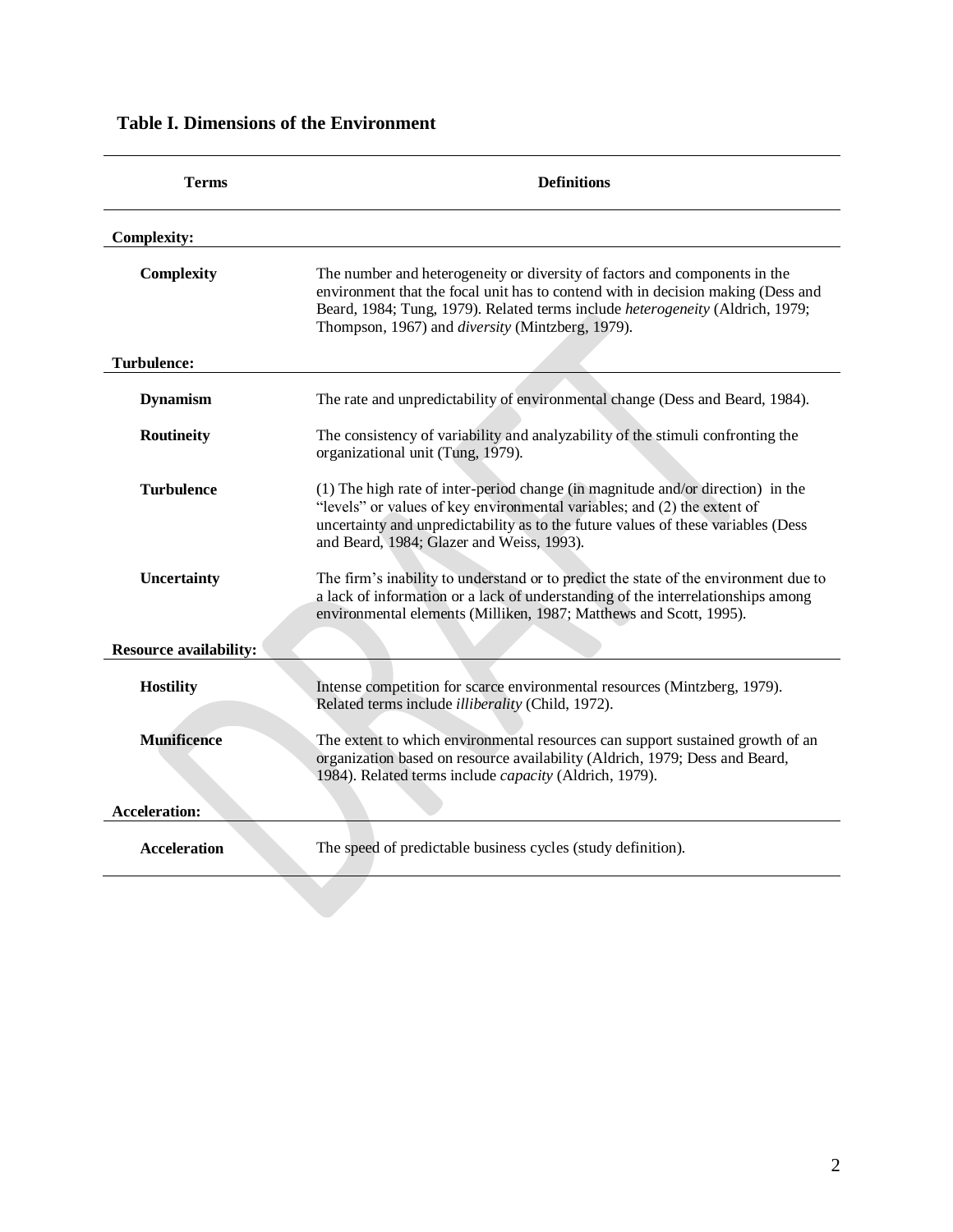**Table I. Dimensions of the Environment**

| Terms | Definitions |
|---|---|
| **Complexity:** | |
| **Complexity** | The number and heterogeneity or diversity of factors and components in the environment that the focal unit has to contend with in decision making (Dess and Beard, 1984; Tung, 1979). Related terms include *heterogeneity* (Aldrich, 1979; Thompson, 1967) and *diversity* (Mintzberg, 1979). |
| **Turbulence:** | |
| **Dynamism** | The rate and unpredictability of environmental change (Dess and Beard, 1984). |
| **Routineity** | The consistency of variability and analyzability of the stimuli confronting the organizational unit (Tung, 1979). |
| **Turbulence** | (1) The high rate of inter-period change (in magnitude and/or direction) in the "levels" or values of key environmental variables; and (2) the extent of uncertainty and unpredictability as to the future values of these variables (Dess and Beard, 1984; Glazer and Weiss, 1993). |
| **Uncertainty** | The firm's inability to understand or to predict the state of the environment due to a lack of information or a lack of understanding of the interrelationships among environmental elements (Milliken, 1987; Matthews and Scott, 1995). |
| **Resource availability:** | |
| **Hostility** | Intense competition for scarce environmental resources (Mintzberg, 1979). Related terms include *illiberality* (Child, 1972). |
| **Munificence** | The extent to which environmental resources can support sustained growth of an organization based on resource availability (Aldrich, 1979; Dess and Beard, 1984). Related terms include *capacity* (Aldrich, 1979). |
| **Acceleration:** | |
| **Acceleration** | The speed of predictable business cycles (study definition). |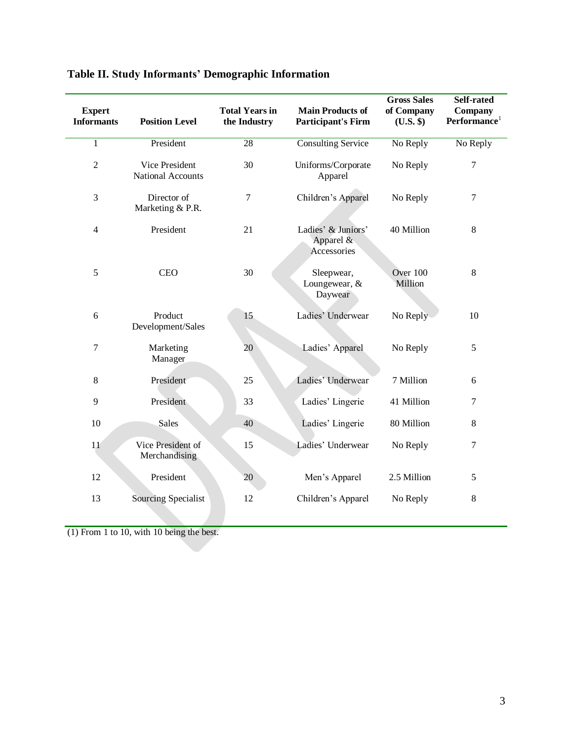**Table II. Study Informants' Demographic Information**

| Expert Informants | Position Level | Total Years in the Industry | Main Products of Participant's Firm | Gross Sales of Company (U.S. $) | Self-rated Company Performance[1] |
|---|---|---|---|---|---|
| 1 | President | 28 | Consulting Service | No Reply | No Reply |
| 2 | Vice President National Accounts | 30 | Uniforms/Corporate Apparel | No Reply | 7 |
| 3 | Director of Marketing & P.R. | 7 | Children's Apparel | No Reply | 7 |
| 4 | President | 21 | Ladies' & Juniors' Apparel & Accessories | 40 Million | 8 |
| 5 | CEO | 30 | Sleepwear, Loungewear, & Daywear | Over 100 Million | 8 |
| 6 | Product Development/Sales | 15 | Ladies' Underwear | No Reply | 10 |
| 7 | Marketing Manager | 20 | Ladies' Apparel | No Reply | 5 |
| 8 | President | 25 | Ladies' Underwear | 7 Million | 6 |
| 9 | President | 33 | Ladies' Lingerie | 41 Million | 7 |
| 10 | Sales | 40 | Ladies' Lingerie | 80 Million | 8 |
| 11 | Vice President of Merchandising | 15 | Ladies' Underwear | No Reply | 7 |
| 12 | President | 20 | Men's Apparel | 2.5 Million | 5 |
| 13 | Sourcing Specialist | 12 | Children's Apparel | No Reply | 8 |

(1) From 1 to 10, with 10 being the best.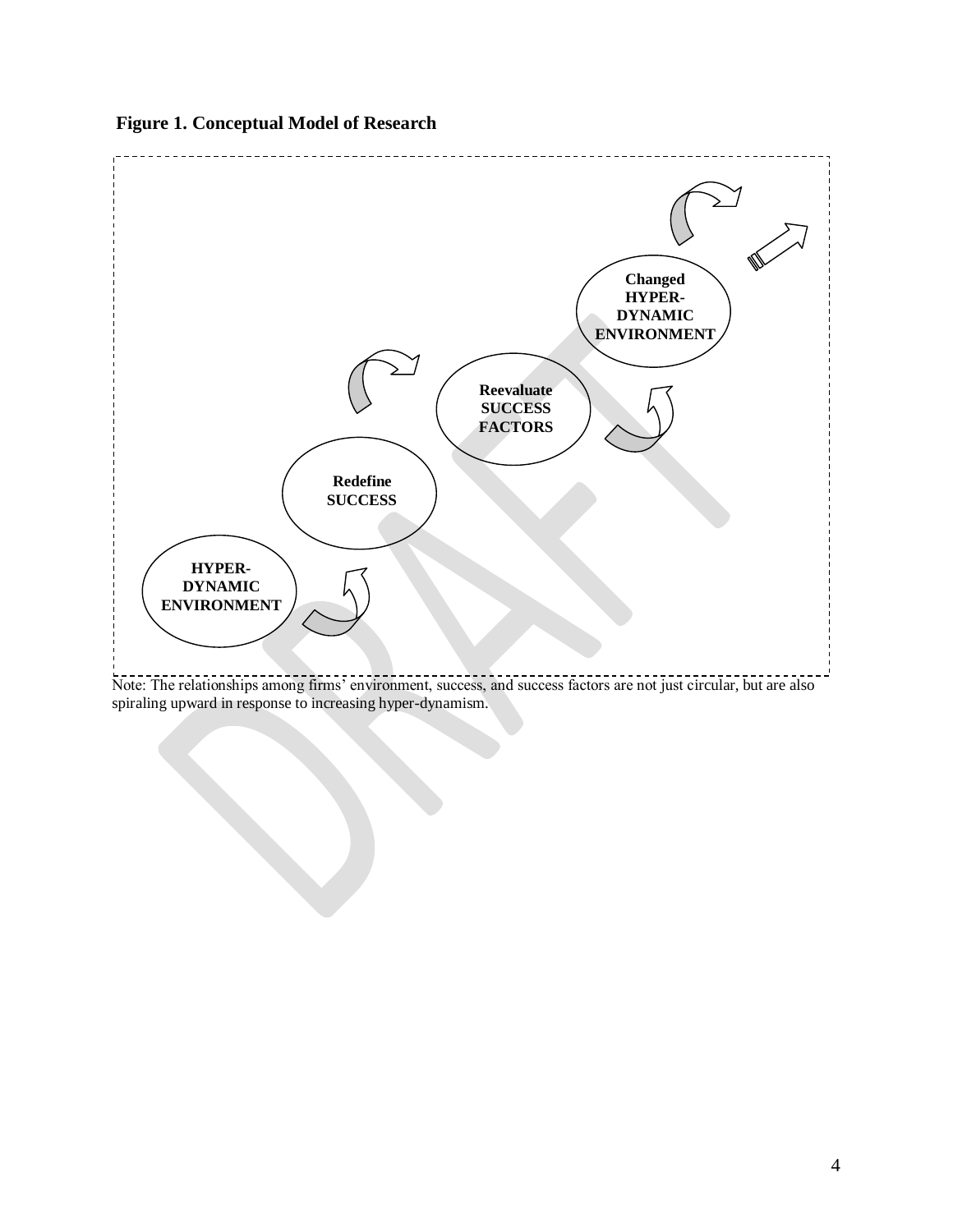**Figure 1. Conceptual Model of Research**

HYPER-DYNAMIC ENVIRONMENT

Redefine SUCCESS

Reevaluate SUCCESS FACTORS

Changed HYPER-DYNAMIC ENVIRONMENT

Note: The relationships among firms' environment, success, and success factors are not just circular, but are also spiraling upward in response to increasing hyper-dynamism.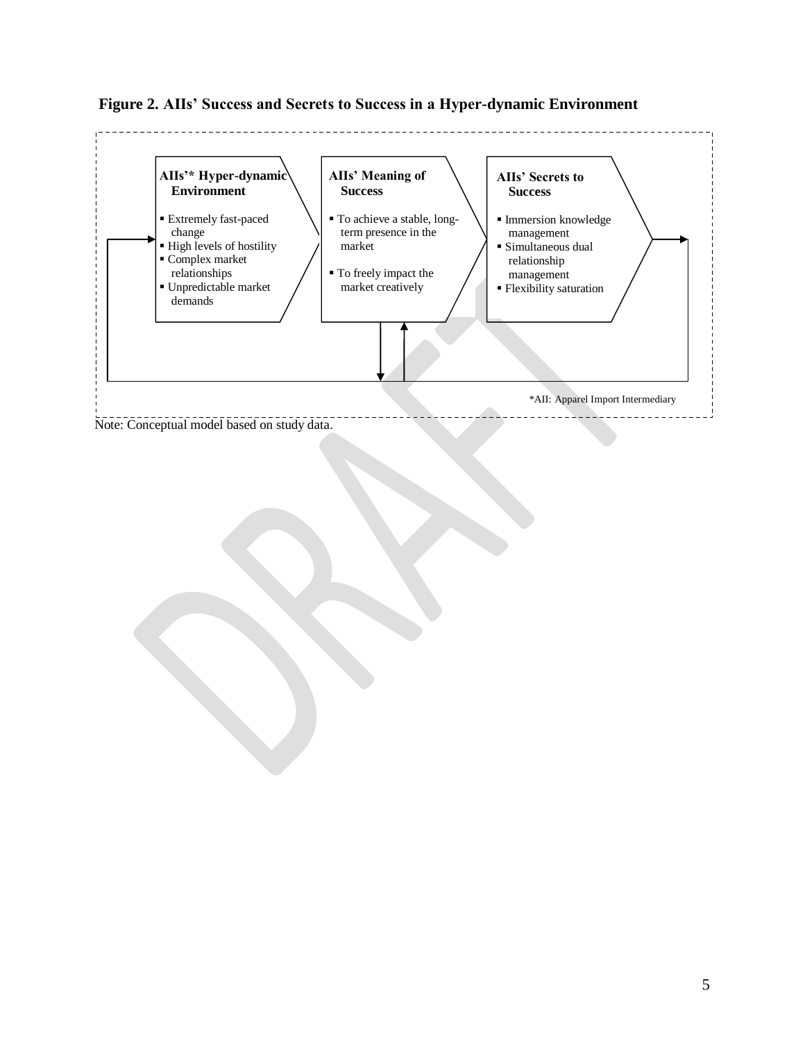**Figure 2. AIIs' Success and Secrets to Success in a Hyper-dynamic Environment**

**AIIs'* Hyper-dynamic Environment**

- Extremely fast-paced change
- High levels of hostility
- Complex market relationships
- Unpredictable market demands

**AIIs' Meaning of Success**

- To achieve a stable, long-term presence in the market
- To freely impact the market creatively

**AIIs' Secrets to Success**

- Immersion knowledge management
- Simultaneous dual relationship management
- Flexibility saturation

*AII: Apparel Import Intermediary

Note: Conceptual model based on study data.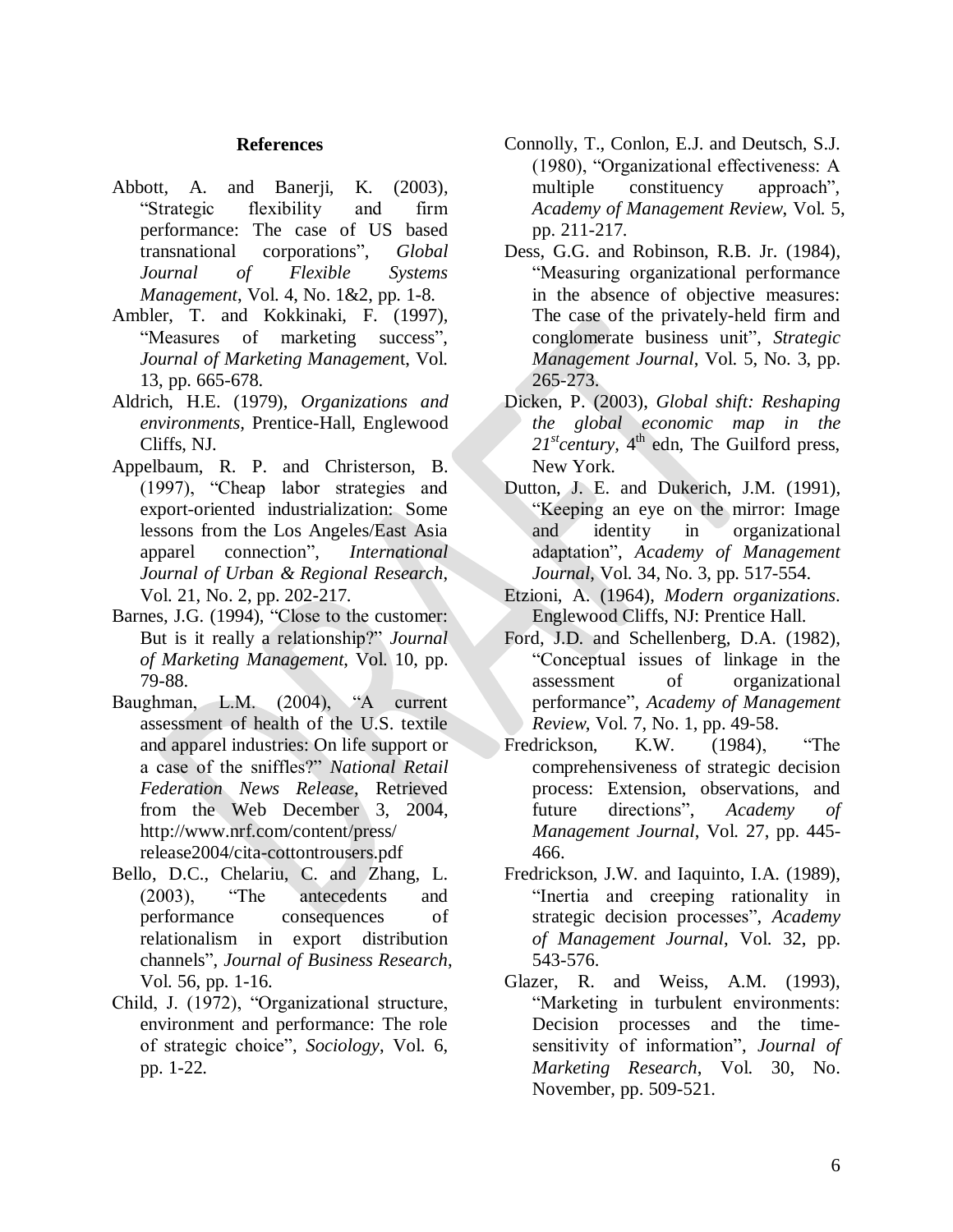**References**

Abbott, A. and Banerji, K. (2003), "Strategic flexibility and firm performance: The case of US based transnational corporations", *Global Journal of Flexible Systems Management*, Vol. 4, No. 1&2, pp. 1-8.

Ambler, T. and Kokkinaki, F. (1997), "Measures of marketing success", *Journal of Marketing Management*, Vol. 13, pp. 665-678.

Aldrich, H.E. (1979), *Organizations and environments*, Prentice-Hall, Englewood Cliffs, NJ.

Appelbaum, R. P. and Christerson, B. (1997), "Cheap labor strategies and export-oriented industrialization: Some lessons from the Los Angeles/East Asia apparel connection", *International Journal of Urban & Regional Research*, Vol. 21, No. 2, pp. 202-217.

Barnes, J.G. (1994), "Close to the customer: But is it really a relationship?" *Journal of Marketing Management*, Vol. 10, pp. 79-88.

Baughman, L.M. (2004), "A current assessment of health of the U.S. textile and apparel industries: On life support or a case of the sniffles?" *National Retail Federation News Release*, Retrieved from the Web December 3, 2004, http://www.nrf.com/content/press/release2004/cita-cottontrousers.pdf

Bello, D.C., Chelariu, C. and Zhang, L. (2003), "The antecedents and performance consequences of relationalism in export distribution channels", *Journal of Business Research*, Vol. 56, pp. 1-16.

Child, J. (1972), "Organizational structure, environment and performance: The role of strategic choice", *Sociology*, Vol. 6, pp. 1-22.

Connolly, T., Conlon, E.J. and Deutsch, S.J. (1980), "Organizational effectiveness: A multiple constituency approach", *Academy of Management Review*, Vol. 5, pp. 211-217.

Dess, G.G. and Robinson, R.B. Jr. (1984), "Measuring organizational performance in the absence of objective measures: The case of the privately-held firm and conglomerate business unit", *Strategic Management Journal*, Vol. 5, No. 3, pp. 265-273.

Dicken, P. (2003), *Global shift: Reshaping the global economic map in the 21st century*, 4th edn, The Guilford press, New York.

Dutton, J. E. and Dukerich, J.M. (1991), "Keeping an eye on the mirror: Image and identity in organizational adaptation", *Academy of Management Journal*, Vol. 34, No. 3, pp. 517-554.

Etzioni, A. (1964), *Modern organizations*. Englewood Cliffs, NJ: Prentice Hall.

Ford, J.D. and Schellenberg, D.A. (1982), "Conceptual issues of linkage in the assessment of organizational performance", *Academy of Management Review*, Vol. 7, No. 1, pp. 49-58.

Fredrickson, K.W. (1984), "The comprehensiveness of strategic decision process: Extension, observations, and future directions", *Academy of Management Journal*, Vol. 27, pp. 445-466.

Fredrickson, J.W. and Iaquinto, I.A. (1989), "Inertia and creeping rationality in strategic decision processes", *Academy of Management Journal*, Vol. 32, pp. 543-576.

Glazer, R. and Weiss, A.M. (1993), "Marketing in turbulent environments: Decision processes and the time-sensitivity of information", *Journal of Marketing Research*, Vol. 30, No. November, pp. 509-521.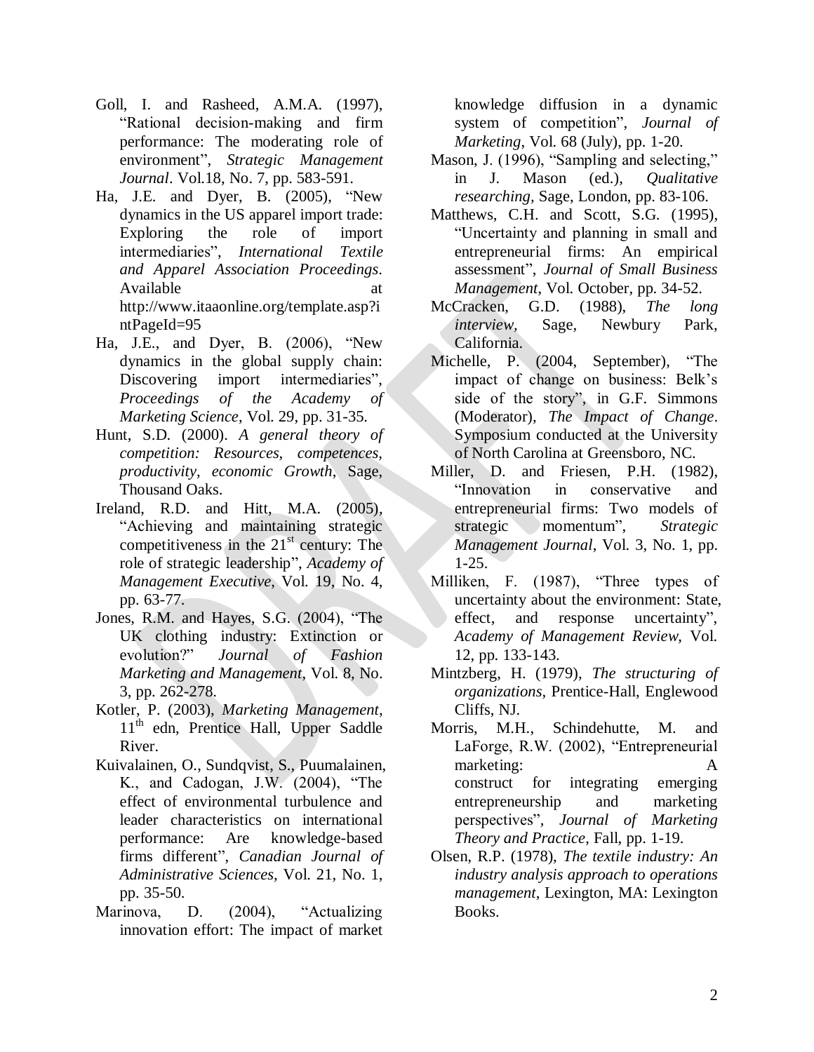Goll, I. and Rasheed, A.M.A. (1997), "Rational decision-making and firm performance: The moderating role of environment", *Strategic Management Journal*. Vol.18, No. 7, pp. 583-591.

Ha, J.E. and Dyer, B. (2005), "New dynamics in the US apparel import trade: Exploring the role of import intermediaries", *International Textile and Apparel Association Proceedings*. Available at http://www.itaaonline.org/template.asp?intPageId=95

Ha, J.E., and Dyer, B. (2006), "New dynamics in the global supply chain: Discovering import intermediaries", *Proceedings of the Academy of Marketing Science*, Vol. 29, pp. 31-35.

Hunt, S.D. (2000). *A general theory of competition: Resources, competences, productivity, economic Growth*, Sage, Thousand Oaks.

Ireland, R.D. and Hitt, M.A. (2005), "Achieving and maintaining strategic competitiveness in the 21st century: The role of strategic leadership", *Academy of Management Executive*, Vol. 19, No. 4, pp. 63-77.

Jones, R.M. and Hayes, S.G. (2004), "The UK clothing industry: Extinction or evolution?" *Journal of Fashion Marketing and Management*, Vol. 8, No. 3, pp. 262-278.

Kotler, P. (2003), *Marketing Management*, 11th edn, Prentice Hall, Upper Saddle River.

Kuivalainen, O., Sundqvist, S., Puumalainen, K., and Cadogan, J.W. (2004), "The effect of environmental turbulence and leader characteristics on international performance: Are knowledge-based firms different", *Canadian Journal of Administrative Sciences*, Vol. 21, No. 1, pp. 35-50.

Marinova, D. (2004), "Actualizing innovation effort: The impact of market knowledge diffusion in a dynamic system of competition", *Journal of Marketing*, Vol. 68 (July), pp. 1-20.

Mason, J. (1996), "Sampling and selecting," in J. Mason (ed.), *Qualitative researching*, Sage, London, pp. 83-106.

Matthews, C.H. and Scott, S.G. (1995), "Uncertainty and planning in small and entrepreneurial firms: An empirical assessment", *Journal of Small Business Management*, Vol. October, pp. 34-52.

McCracken, G.D. (1988), *The long interview*, Sage, Newbury Park, California.

Michelle, P. (2004, September), "The impact of change on business: Belk's side of the story", in G.F. Simmons (Moderator), *The Impact of Change*. Symposium conducted at the University of North Carolina at Greensboro, NC.

Miller, D. and Friesen, P.H. (1982), "Innovation in conservative and entrepreneurial firms: Two models of strategic momentum", *Strategic Management Journal*, Vol. 3, No. 1, pp. 1-25.

Milliken, F. (1987), "Three types of uncertainty about the environment: State, effect, and response uncertainty", *Academy of Management Review*, Vol. 12, pp. 133-143.

Mintzberg, H. (1979), *The structuring of organizations*, Prentice-Hall, Englewood Cliffs, NJ.

Morris, M.H., Schindehutte, M. and LaForge, R.W. (2002), "Entrepreneurial marketing: A construct for integrating emerging entrepreneurship and marketing perspectives", *Journal of Marketing Theory and Practice*, Fall, pp. 1-19.

Olsen, R.P. (1978), *The textile industry: An industry analysis approach to operations management*, Lexington, MA: Lexington Books.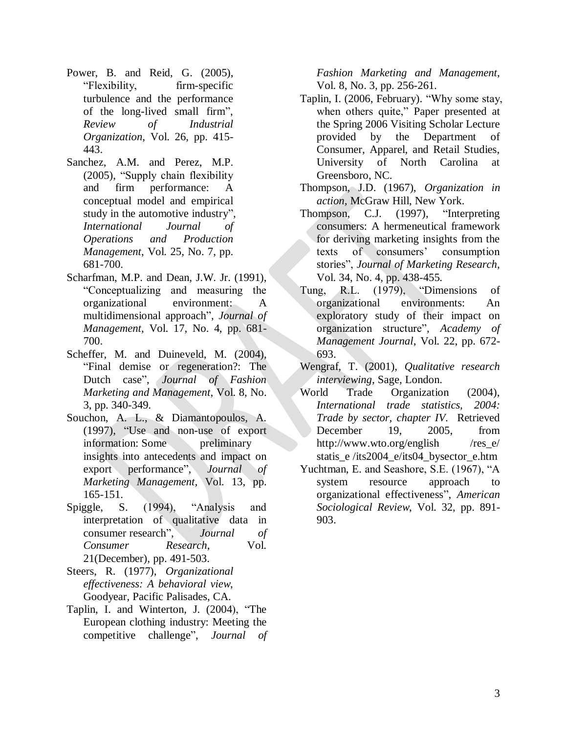Power, B. and Reid, G. (2005), "Flexibility, firm-specific turbulence and the performance of the long-lived small firm", *Review of Industrial Organization*, Vol. 26, pp. 415-443.

Sanchez, A.M. and Perez, M.P. (2005), "Supply chain flexibility and firm performance: A conceptual model and empirical study in the automotive industry", *International Journal of Operations and Production Management*, Vol. 25, No. 7, pp. 681-700.

Scharfman, M.P. and Dean, J.W. Jr. (1991), "Conceptualizing and measuring the organizational environment: A multidimensional approach", *Journal of Management*, Vol. 17, No. 4, pp. 681-700.

Scheffer, M. and Duineveld, M. (2004), "Final demise or regeneration?: The Dutch case", *Journal of Fashion Marketing and Management*, Vol. 8, No. 3, pp. 340-349.

Souchon, A. L., & Diamantopoulos, A. (1997), "Use and non-use of export information: Some preliminary insights into antecedents and impact on export performance", *Journal of Marketing Management*, Vol. 13, pp. 165-151.

Spiggle, S. (1994), "Analysis and interpretation of qualitative data in consumer research", *Journal of Consumer Research*, Vol. 21(December), pp. 491-503.

Steers, R. (1977), *Organizational effectiveness: A behavioral view*, Goodyear, Pacific Palisades, CA.

Taplin, I. and Winterton, J. (2004), "The European clothing industry: Meeting the competitive challenge", *Journal of Fashion Marketing and Management*, Vol. 8, No. 3, pp. 256-261.

Taplin, I. (2006, February). "Why some stay, when others quite," Paper presented at the Spring 2006 Visiting Scholar Lecture provided by the Department of Consumer, Apparel, and Retail Studies, University of North Carolina at Greensboro, NC.

Thompson, J.D. (1967), *Organization in action*, McGraw Hill, New York.

Thompson, C.J. (1997), "Interpreting consumers: A hermeneutical framework for deriving marketing insights from the texts of consumers' consumption stories", *Journal of Marketing Research*, Vol. 34, No. 4, pp. 438-455.

Tung, R.L. (1979), "Dimensions of organizational environments: An exploratory study of their impact on organization structure", *Academy of Management Journal*, Vol. 22, pp. 672-693.

Wengraf, T. (2001), *Qualitative research interviewing*, Sage, London.

World Trade Organization (2004), *International trade statistics, 2004: Trade by sector, chapter IV*. Retrieved December 19, 2005, from http://www.wto.org/english /res_e/ statis_e /its2004_e/its04_bysector_e.htm

Yuchtman, E. and Seashore, S.E. (1967), "A system resource approach to organizational effectiveness", *American Sociological Review*, Vol. 32, pp. 891-903.